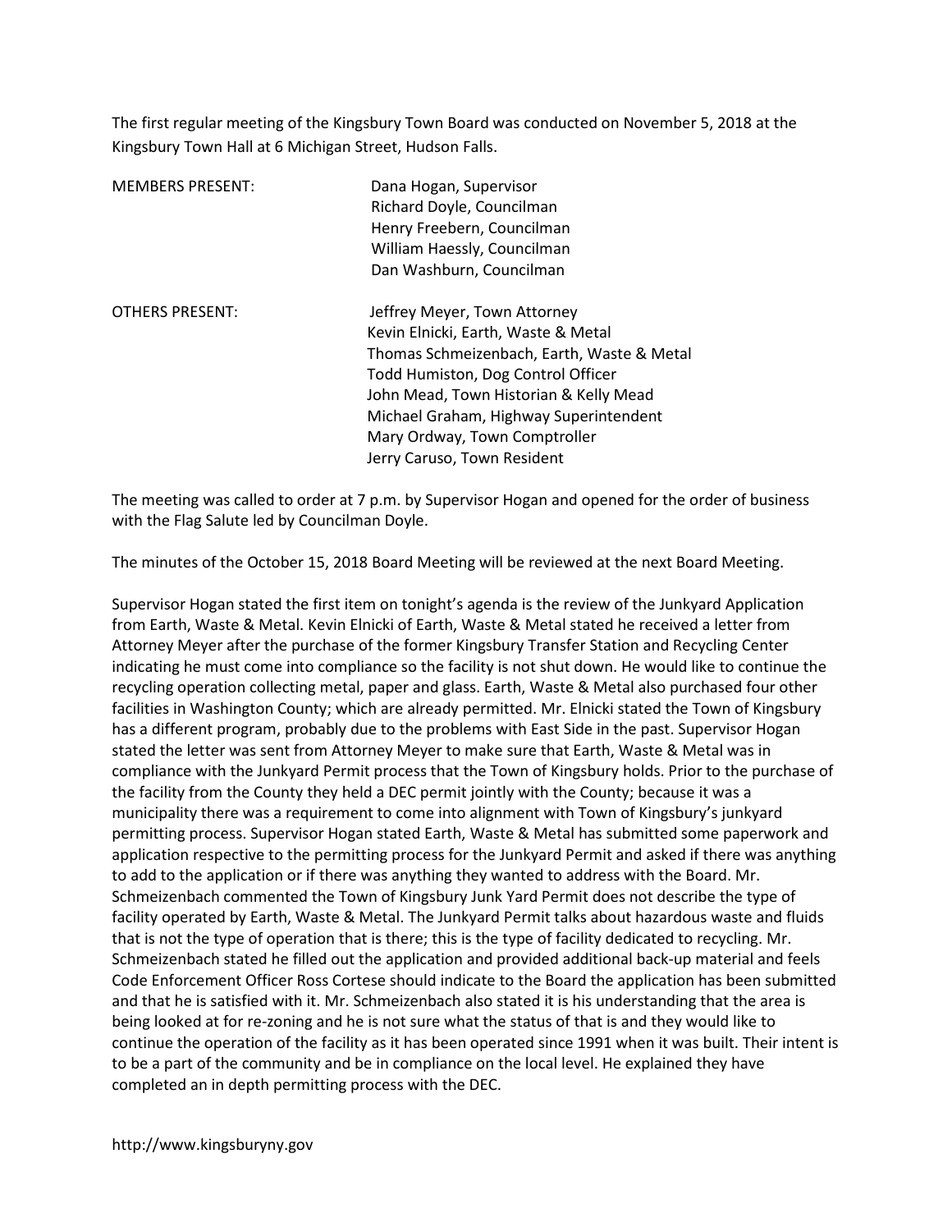The first regular meeting of the Kingsbury Town Board was conducted on November 5, 2018 at the Kingsbury Town Hall at 6 Michigan Street, Hudson Falls.

| | |
|---|---|
| MEMBERS PRESENT: | Dana Hogan, Supervisor |
| | Richard Doyle, Councilman |
| | Henry Freebern, Councilman |
| | William Haessly, Councilman |
| | Dan Washburn, Councilman |
| | |
| OTHERS PRESENT: | Jeffrey Meyer, Town Attorney |
| | Kevin Elnicki, Earth, Waste & Metal |
| | Thomas Schmeizenbach, Earth, Waste & Metal |
| | Todd Humiston, Dog Control Officer |
| | John Mead, Town Historian & Kelly Mead |
| | Michael Graham, Highway Superintendent |
| | Mary Ordway, Town Comptroller |
| | Jerry Caruso, Town Resident |

The meeting was called to order at 7 p.m. by Supervisor Hogan and opened for the order of business with the Flag Salute led by Councilman Doyle.

The minutes of the October 15, 2018 Board Meeting will be reviewed at the next Board Meeting.

Supervisor Hogan stated the first item on tonight's agenda is the review of the Junkyard Application from Earth, Waste & Metal. Kevin Elnicki of Earth, Waste & Metal stated he received a letter from Attorney Meyer after the purchase of the former Kingsbury Transfer Station and Recycling Center indicating he must come into compliance so the facility is not shut down. He would like to continue the recycling operation collecting metal, paper and glass. Earth, Waste & Metal also purchased four other facilities in Washington County; which are already permitted. Mr. Elnicki stated the Town of Kingsbury has a different program, probably due to the problems with East Side in the past. Supervisor Hogan stated the letter was sent from Attorney Meyer to make sure that Earth, Waste & Metal was in compliance with the Junkyard Permit process that the Town of Kingsbury holds. Prior to the purchase of the facility from the County they held a DEC permit jointly with the County; because it was a municipality there was a requirement to come into alignment with Town of Kingsbury's junkyard permitting process. Supervisor Hogan stated Earth, Waste & Metal has submitted some paperwork and application respective to the permitting process for the Junkyard Permit and asked if there was anything to add to the application or if there was anything they wanted to address with the Board. Mr. Schmeizenbach commented the Town of Kingsbury Junk Yard Permit does not describe the type of facility operated by Earth, Waste & Metal. The Junkyard Permit talks about hazardous waste and fluids that is not the type of operation that is there; this is the type of facility dedicated to recycling. Mr. Schmeizenbach stated he filled out the application and provided additional back-up material and feels Code Enforcement Officer Ross Cortese should indicate to the Board the application has been submitted and that he is satisfied with it. Mr. Schmeizenbach also stated it is his understanding that the area is being looked at for re-zoning and he is not sure what the status of that is and they would like to continue the operation of the facility as it has been operated since 1991 when it was built. Their intent is to be a part of the community and be in compliance on the local level. He explained they have completed an in depth permitting process with the DEC.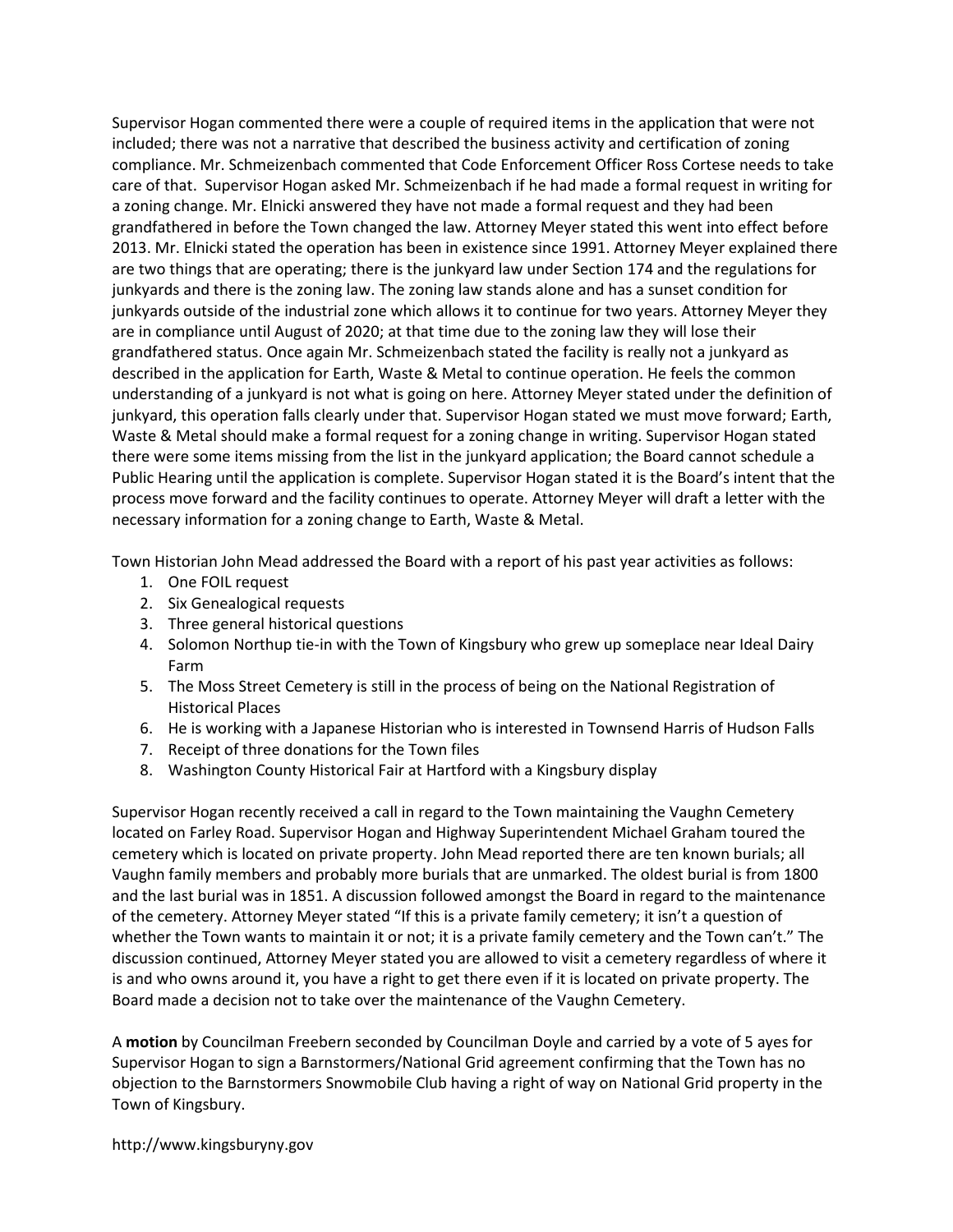Supervisor Hogan commented there were a couple of required items in the application that were not included; there was not a narrative that described the business activity and certification of zoning compliance. Mr. Schmeizenbach commented that Code Enforcement Officer Ross Cortese needs to take care of that. Supervisor Hogan asked Mr. Schmeizenbach if he had made a formal request in writing for a zoning change. Mr. Elnicki answered they have not made a formal request and they had been grandfathered in before the Town changed the law. Attorney Meyer stated this went into effect before 2013. Mr. Elnicki stated the operation has been in existence since 1991. Attorney Meyer explained there are two things that are operating; there is the junkyard law under Section 174 and the regulations for junkyards and there is the zoning law. The zoning law stands alone and has a sunset condition for junkyards outside of the industrial zone which allows it to continue for two years. Attorney Meyer they are in compliance until August of 2020; at that time due to the zoning law they will lose their grandfathered status. Once again Mr. Schmeizenbach stated the facility is really not a junkyard as described in the application for Earth, Waste & Metal to continue operation. He feels the common understanding of a junkyard is not what is going on here. Attorney Meyer stated under the definition of junkyard, this operation falls clearly under that. Supervisor Hogan stated we must move forward; Earth, Waste & Metal should make a formal request for a zoning change in writing. Supervisor Hogan stated there were some items missing from the list in the junkyard application; the Board cannot schedule a Public Hearing until the application is complete. Supervisor Hogan stated it is the Board's intent that the process move forward and the facility continues to operate. Attorney Meyer will draft a letter with the necessary information for a zoning change to Earth, Waste & Metal.

Town Historian John Mead addressed the Board with a report of his past year activities as follows:

1. One FOIL request
2. Six Genealogical requests
3. Three general historical questions
4. Solomon Northup tie-in with the Town of Kingsbury who grew up someplace near Ideal Dairy Farm
5. The Moss Street Cemetery is still in the process of being on the National Registration of Historical Places
6. He is working with a Japanese Historian who is interested in Townsend Harris of Hudson Falls
7. Receipt of three donations for the Town files
8. Washington County Historical Fair at Hartford with a Kingsbury display

Supervisor Hogan recently received a call in regard to the Town maintaining the Vaughn Cemetery located on Farley Road. Supervisor Hogan and Highway Superintendent Michael Graham toured the cemetery which is located on private property. John Mead reported there are ten known burials; all Vaughn family members and probably more burials that are unmarked. The oldest burial is from 1800 and the last burial was in 1851. A discussion followed amongst the Board in regard to the maintenance of the cemetery. Attorney Meyer stated "If this is a private family cemetery; it isn't a question of whether the Town wants to maintain it or not; it is a private family cemetery and the Town can't." The discussion continued, Attorney Meyer stated you are allowed to visit a cemetery regardless of where it is and who owns around it, you have a right to get there even if it is located on private property. The Board made a decision not to take over the maintenance of the Vaughn Cemetery.

A **motion** by Councilman Freebern seconded by Councilman Doyle and carried by a vote of 5 ayes for Supervisor Hogan to sign a Barnstormers/National Grid agreement confirming that the Town has no objection to the Barnstormers Snowmobile Club having a right of way on National Grid property in the Town of Kingsbury.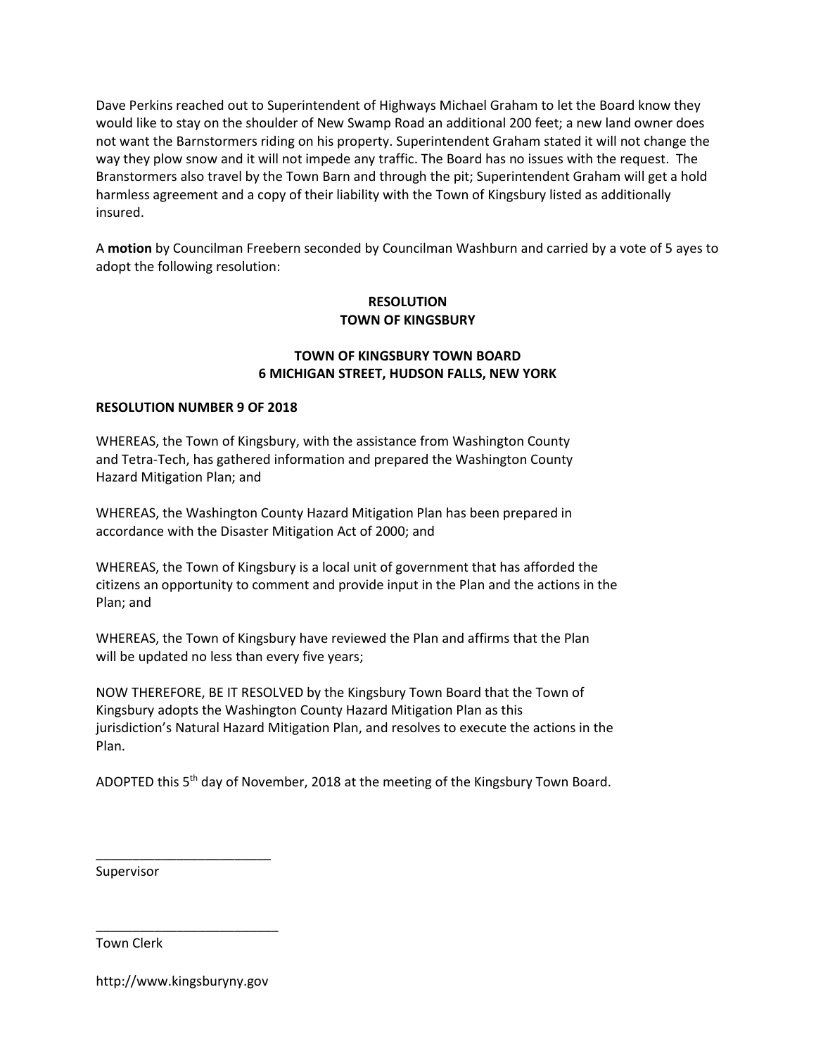Dave Perkins reached out to Superintendent of Highways Michael Graham to let the Board know they would like to stay on the shoulder of New Swamp Road an additional 200 feet; a new land owner does not want the Barnstormers riding on his property. Superintendent Graham stated it will not change the way they plow snow and it will not impede any traffic. The Board has no issues with the request. The Branstormers also travel by the Town Barn and through the pit; Superintendent Graham will get a hold harmless agreement and a copy of their liability with the Town of Kingsbury listed as additionally insured.

A **motion** by Councilman Freebern seconded by Councilman Washburn and carried by a vote of 5 ayes to adopt the following resolution:

**RESOLUTION**
**TOWN OF KINGSBURY**

**TOWN OF KINGSBURY TOWN BOARD**
**6 MICHIGAN STREET, HUDSON FALLS, NEW YORK**

**RESOLUTION NUMBER 9 OF 2018**

WHEREAS, the Town of Kingsbury, with the assistance from Washington County and Tetra-Tech, has gathered information and prepared the Washington County Hazard Mitigation Plan; and

WHEREAS, the Washington County Hazard Mitigation Plan has been prepared in accordance with the Disaster Mitigation Act of 2000; and

WHEREAS, the Town of Kingsbury is a local unit of government that has afforded the citizens an opportunity to comment and provide input in the Plan and the actions in the Plan; and

WHEREAS, the Town of Kingsbury have reviewed the Plan and affirms that the Plan will be updated no less than every five years;

NOW THEREFORE, BE IT RESOLVED by the Kingsbury Town Board that the Town of Kingsbury adopts the Washington County Hazard Mitigation Plan as this jurisdiction's Natural Hazard Mitigation Plan, and resolves to execute the actions in the Plan.

ADOPTED this 5th day of November, 2018 at the meeting of the Kingsbury Town Board.

________________________
Supervisor

_________________________
Town Clerk

http://www.kingsburyny.gov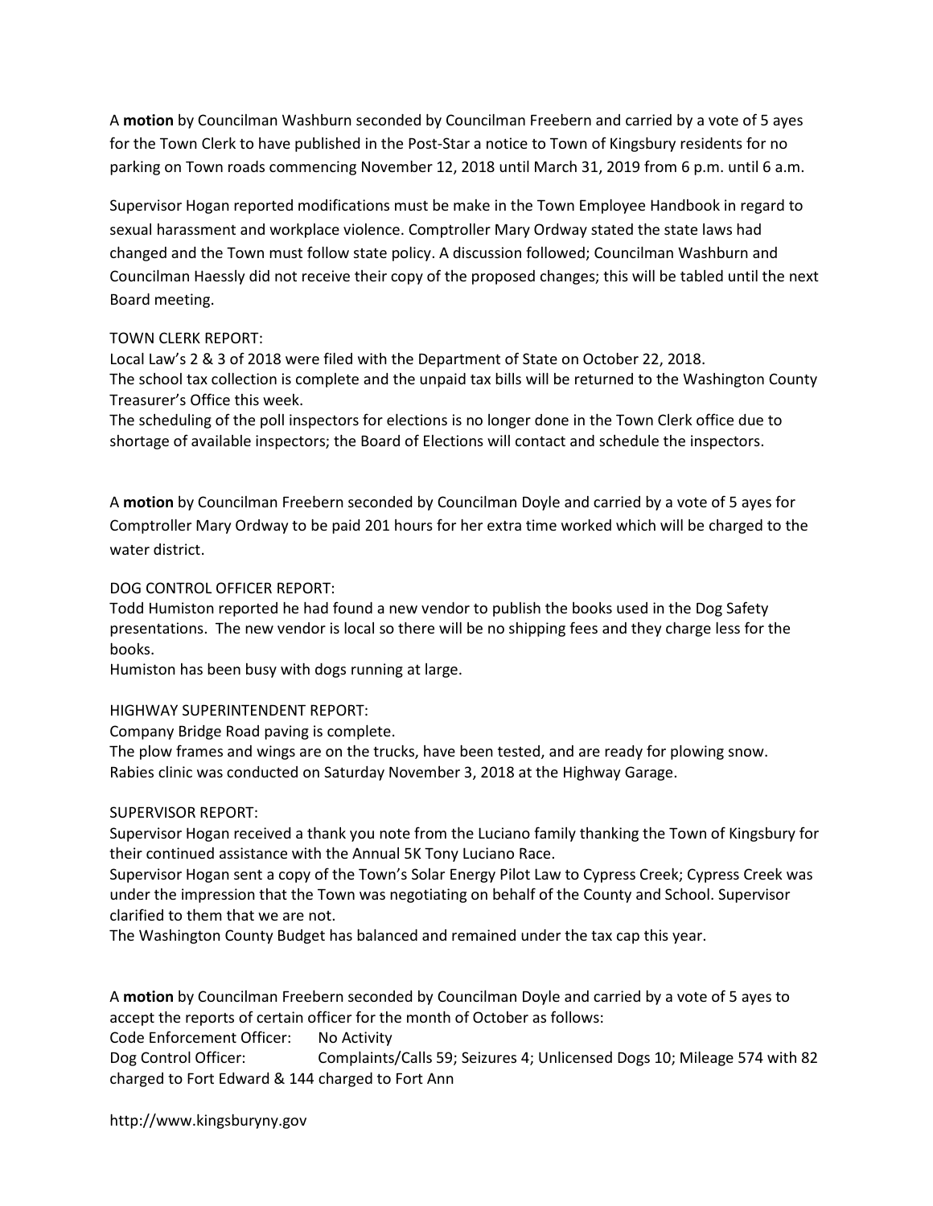A **motion** by Councilman Washburn seconded by Councilman Freebern and carried by a vote of 5 ayes for the Town Clerk to have published in the Post-Star a notice to Town of Kingsbury residents for no parking on Town roads commencing November 12, 2018 until March 31, 2019 from 6 p.m. until 6 a.m.

Supervisor Hogan reported modifications must be make in the Town Employee Handbook in regard to sexual harassment and workplace violence. Comptroller Mary Ordway stated the state laws had changed and the Town must follow state policy. A discussion followed; Councilman Washburn and Councilman Haessly did not receive their copy of the proposed changes; this will be tabled until the next Board meeting.

TOWN CLERK REPORT:

Local Law's 2 & 3 of 2018 were filed with the Department of State on October 22, 2018.
The school tax collection is complete and the unpaid tax bills will be returned to the Washington County Treasurer's Office this week.
The scheduling of the poll inspectors for elections is no longer done in the Town Clerk office due to shortage of available inspectors; the Board of Elections will contact and schedule the inspectors.

A **motion** by Councilman Freebern seconded by Councilman Doyle and carried by a vote of 5 ayes for Comptroller Mary Ordway to be paid 201 hours for her extra time worked which will be charged to the water district.

DOG CONTROL OFFICER REPORT:

Todd Humiston reported he had found a new vendor to publish the books used in the Dog Safety presentations. The new vendor is local so there will be no shipping fees and they charge less for the books.
Humiston has been busy with dogs running at large.

HIGHWAY SUPERINTENDENT REPORT:

Company Bridge Road paving is complete.
The plow frames and wings are on the trucks, have been tested, and are ready for plowing snow.
Rabies clinic was conducted on Saturday November 3, 2018 at the Highway Garage.

SUPERVISOR REPORT:

Supervisor Hogan received a thank you note from the Luciano family thanking the Town of Kingsbury for their continued assistance with the Annual 5K Tony Luciano Race.
Supervisor Hogan sent a copy of the Town's Solar Energy Pilot Law to Cypress Creek; Cypress Creek was under the impression that the Town was negotiating on behalf of the County and School. Supervisor clarified to them that we are not.
The Washington County Budget has balanced and remained under the tax cap this year.

A **motion** by Councilman Freebern seconded by Councilman Doyle and carried by a vote of 5 ayes to accept the reports of certain officer for the month of October as follows:

Code Enforcement Officer: No Activity
Dog Control Officer: Complaints/Calls 59; Seizures 4; Unlicensed Dogs 10; Mileage 574 with 82 charged to Fort Edward & 144 charged to Fort Ann

http://www.kingsburyny.gov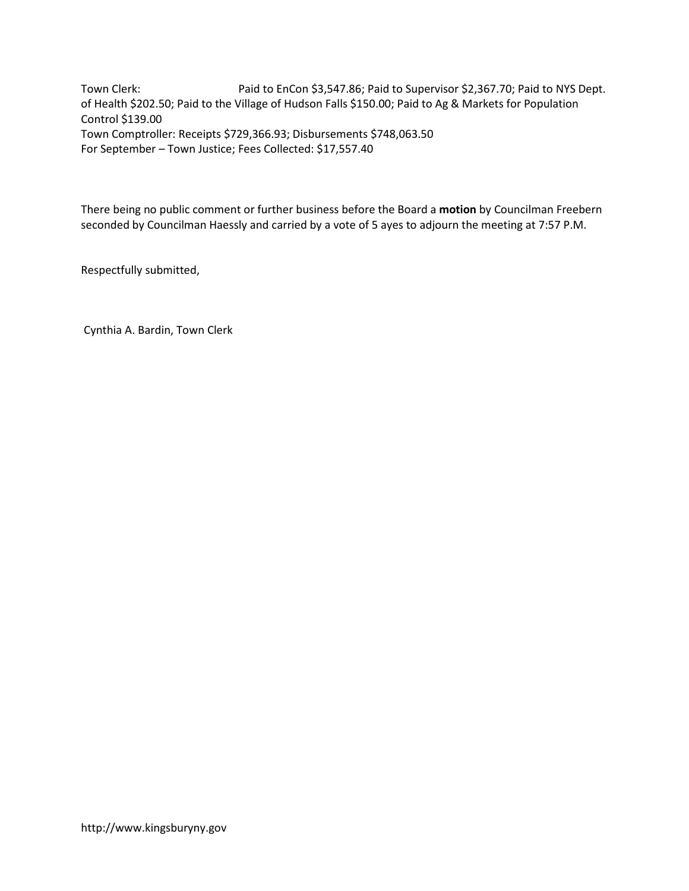Town Clerk: Paid to EnCon $3,547.86; Paid to Supervisor $2,367.70; Paid to NYS Dept. of Health $202.50; Paid to the Village of Hudson Falls $150.00; Paid to Ag & Markets for Population Control $139.00
Town Comptroller: Receipts $729,366.93; Disbursements $748,063.50
For September – Town Justice; Fees Collected: $17,557.40

There being no public comment or further business before the Board a **motion** by Councilman Freebern seconded by Councilman Haessly and carried by a vote of 5 ayes to adjourn the meeting at 7:57 P.M.

Respectfully submitted,

Cynthia A. Bardin, Town Clerk

http://www.kingsburyny.gov